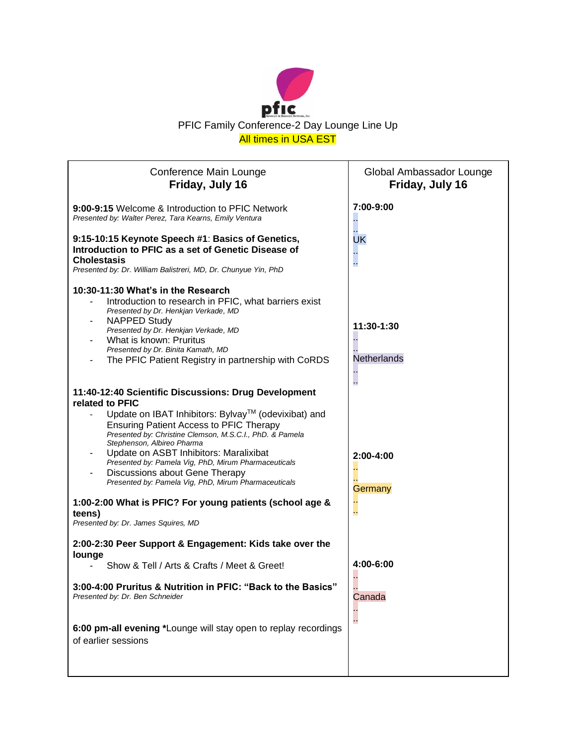PFIC Family Conference-2 Day Lounge Line Up

All times in USA EST

| Conference Main Lounge<br>**Friday, July 16** | Global Ambassador Lounge<br>**Friday, July 16** |
|---|---|
| **9:00-9:15** Welcome & Introduction to PFIC Network<br>*Presented by: Walter Perez, Tara Kearns, Emily Ventura*<br><br>**9:15-10:15 Keynote Speech #1**: **Basics of Genetics, Introduction to PFIC as a set of Genetic Disease of Cholestasis**<br>*Presented by: Dr. William Balistreri, MD, Dr. Chunyue Yin, PhD*<br><br>**10:30-11:30 What's in the Research**<br>- Introduction to research in PFIC, what barriers exist<br>*Presented by Dr. Henkjan Verkade, MD*<br>- NAPPED Study<br>*Presented by Dr. Henkjan Verkade, MD*<br>- What is known: Pruritus<br>*Presented by Dr. Binita Kamath, MD*<br>- The PFIC Patient Registry in partnership with CoRDS<br><br>**11:40-12:40 Scientific Discussions: Drug Development related to PFIC**<br>- Update on IBAT Inhibitors: Bylvay™ (odevixibat) and Ensuring Patient Access to PFIC Therapy<br>*Presented by: Christine Clemson, M.S.C.I., PhD. & Pamela Stephenson, Albireo Pharma*<br>- Update on ASBT Inhibitors: Maralixibat<br>*Presented by: Pamela Vig, PhD, Mirum Pharmaceuticals*<br>- Discussions about Gene Therapy<br>*Presented by: Pamela Vig, PhD, Mirum Pharmaceuticals*<br><br>**1:00-2:00 What is PFIC? For young patients (school age & teens)**<br>*Presented by: Dr. James Squires, MD*<br><br>**2:00-2:30 Peer Support & Engagement: Kids take over the lounge**<br>- Show & Tell / Arts & Crafts / Meet & Greet!<br><br>**3:00-4:00 Pruritus & Nutrition in PFIC: "Back to the Basics"**<br>*Presented by: Dr. Ben Schneider*<br><br>**6:00 pm-all evening \***Lounge will stay open to replay recordings of earlier sessions | **7:00-9:00**<br>UK<br><br>**11:30-1:30**<br>Netherlands<br><br>**2:00-4:00**<br>Germany<br><br>**4:00-6:00**<br>Canada |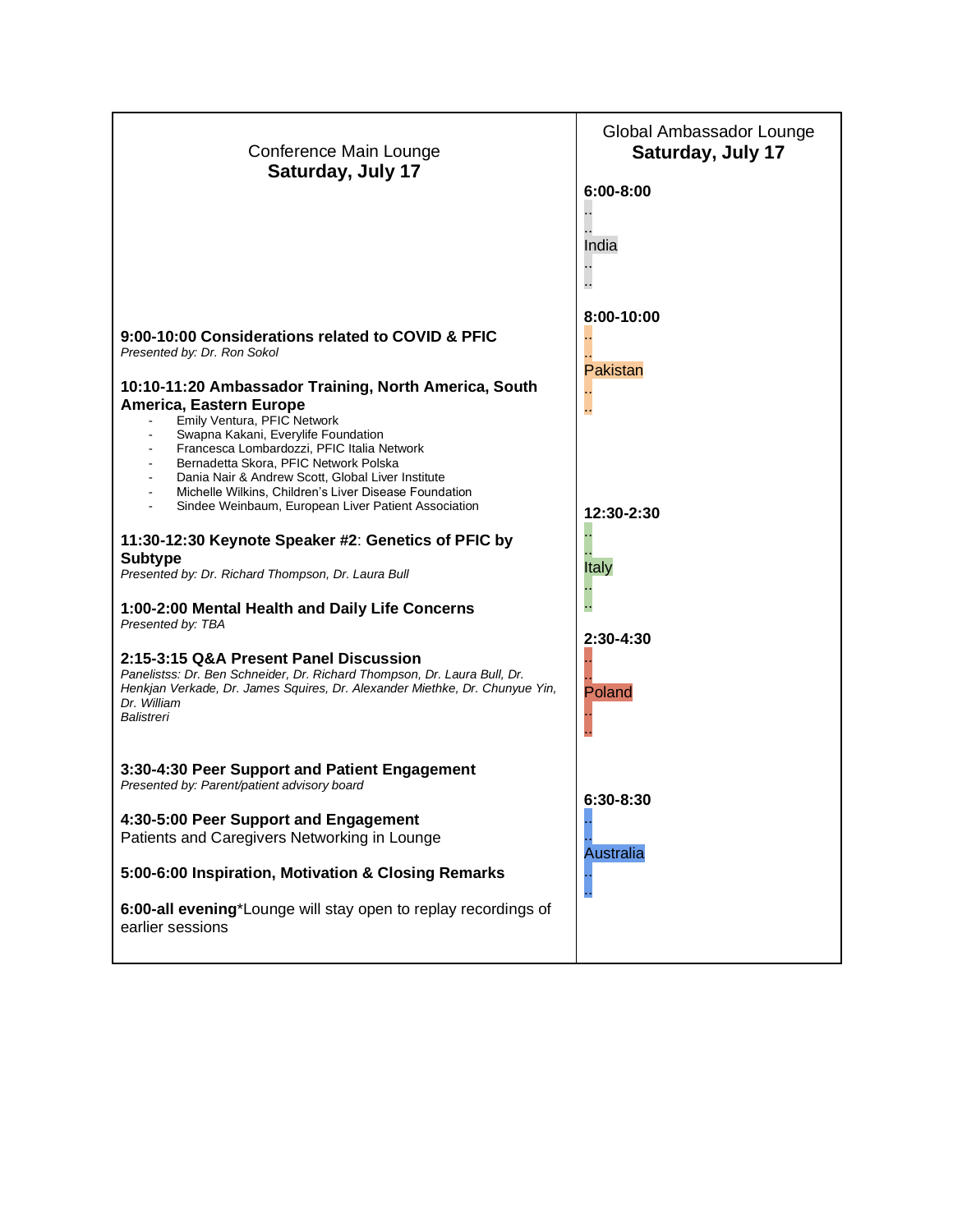## Conference Main Lounge
### Saturday, July 17

**9:00-10:00 Considerations related to COVID & PFIC**
*Presented by: Dr. Ron Sokol*

**10:10-11:20 Ambassador Training, North America, South America, Eastern Europe**

- Emily Ventura, PFIC Network
- Swapna Kakani, Everylife Foundation
- Francesca Lombardozzi, PFIC Italia Network
- Bernadetta Skora, PFIC Network Polska
- Dania Nair & Andrew Scott, Global Liver Institute
- Michelle Wilkins, Children's Liver Disease Foundation
- Sindee Weinbaum, European Liver Patient Association

**11:30-12:30 Keynote Speaker #2**: **Genetics of PFIC by Subtype**
*Presented by: Dr. Richard Thompson, Dr. Laura Bull*

**1:00-2:00 Mental Health and Daily Life Concerns**
*Presented by: TBA*

**2:15-3:15 Q&A Present Panel Discussion**
*Panelistss: Dr. Ben Schneider, Dr. Richard Thompson, Dr. Laura Bull, Dr. Henkjan Verkade, Dr. James Squires, Dr. Alexander Miethke, Dr. Chunyue Yin, Dr. William Balistreri*

**3:30-4:30 Peer Support and Patient Engagement**
*Presented by: Parent/patient advisory board*

**4:30-5:00 Peer Support and Engagement**
Patients and Caregivers Networking in Lounge

**5:00-6:00 Inspiration, Motivation & Closing Remarks**

**6:00-all evening**\*Lounge will stay open to replay recordings of earlier sessions

## Global Ambassador Lounge
### Saturday, July 17

**6:00-8:00**
India

**8:00-10:00**
Pakistan

**12:30-2:30**
Italy

**2:30-4:30**
Poland

**6:30-8:30**
Australia